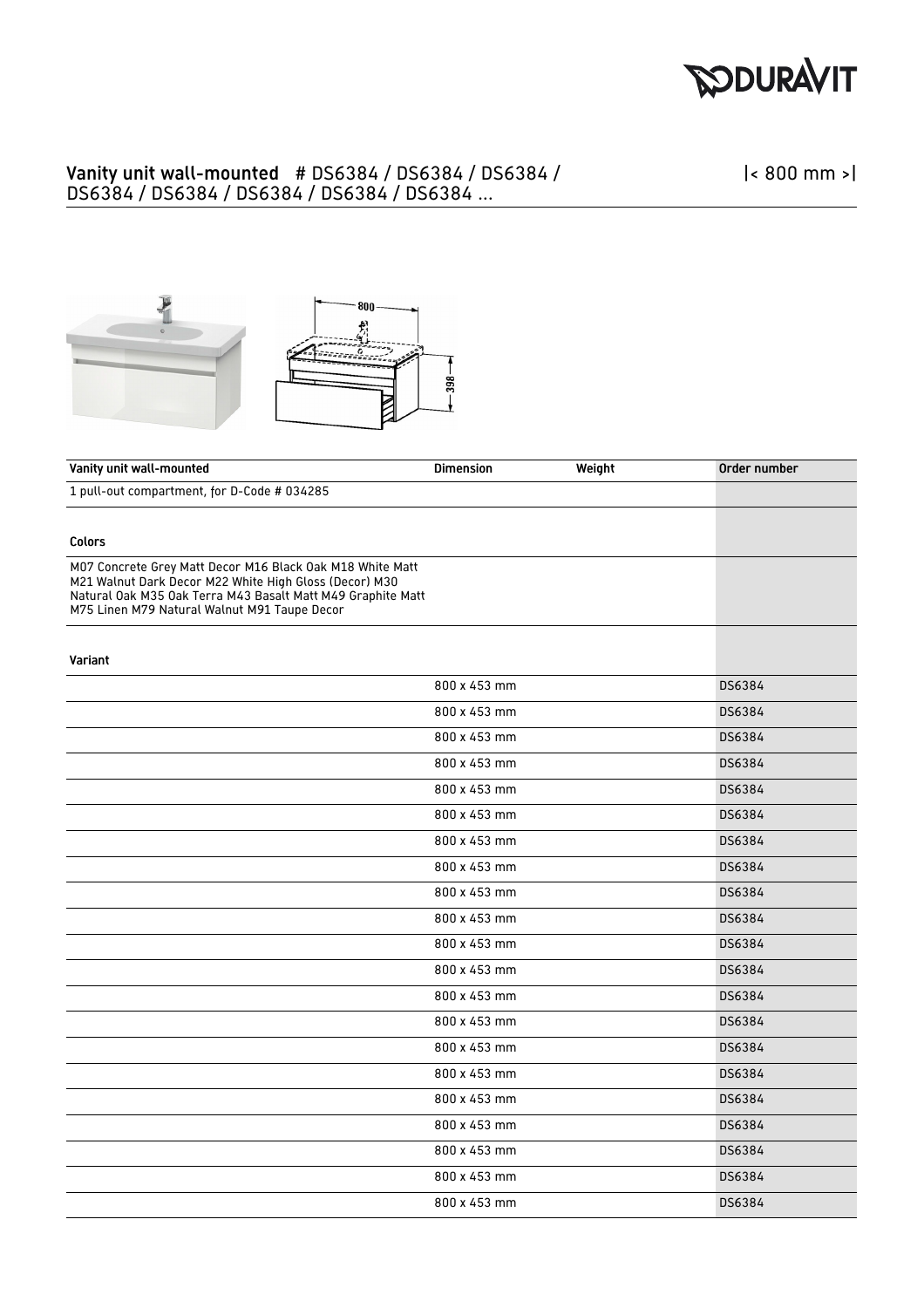## Vanity unit wall-mounted # DS6384 / DS6384 / DS6384 / DS6384 / DS6384 / DS6384 / DS6384 / DS6384 ...

|< 800 mm >|

| Vanity unit wall-mounted | Dimension | Weight | Order number |
|---|---|---|---|
| 1 pull-out compartment, for D-Code # 034285 | | | |
| **Colors** | | | |
| M07 Concrete Grey Matt Decor M16 Black Oak M18 White Matt M21 Walnut Dark Decor M22 White High Gloss (Decor) M30 Natural Oak M35 Oak Terra M43 Basalt Matt M49 Graphite Matt M75 Linen M79 Natural Walnut M91 Taupe Decor | | | |
| **Variant** | | | |
| | 800 x 453 mm | | DS6384 |
| | 800 x 453 mm | | DS6384 |
| | 800 x 453 mm | | DS6384 |
| | 800 x 453 mm | | DS6384 |
| | 800 x 453 mm | | DS6384 |
| | 800 x 453 mm | | DS6384 |
| | 800 x 453 mm | | DS6384 |
| | 800 x 453 mm | | DS6384 |
| | 800 x 453 mm | | DS6384 |
| | 800 x 453 mm | | DS6384 |
| | 800 x 453 mm | | DS6384 |
| | 800 x 453 mm | | DS6384 |
| | 800 x 453 mm | | DS6384 |
| | 800 x 453 mm | | DS6384 |
| | 800 x 453 mm | | DS6384 |
| | 800 x 453 mm | | DS6384 |
| | 800 x 453 mm | | DS6384 |
| | 800 x 453 mm | | DS6384 |
| | 800 x 453 mm | | DS6384 |
| | 800 x 453 mm | | DS6384 |
| | 800 x 453 mm | | DS6384 |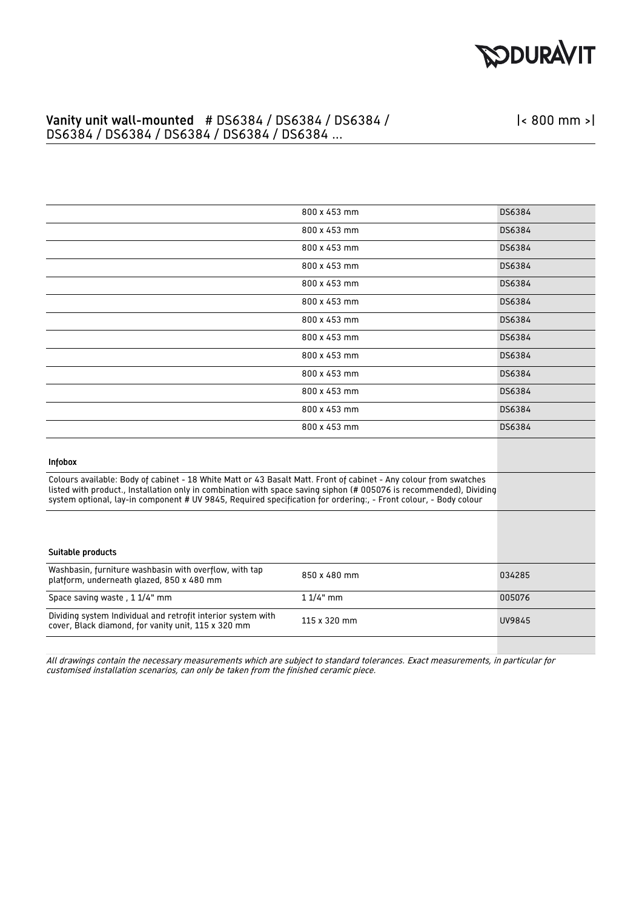## Vanity unit wall-mounted # DS6384 / DS6384 / DS6384 / DS6384 / DS6384 / DS6384 / DS6384 / DS6384 ...

|< 800 mm >|

| | | |
|---|---|---|
| | 800 x 453 mm | DS6384 |
| | 800 x 453 mm | DS6384 |
| | 800 x 453 mm | DS6384 |
| | 800 x 453 mm | DS6384 |
| | 800 x 453 mm | DS6384 |
| | 800 x 453 mm | DS6384 |
| | 800 x 453 mm | DS6384 |
| | 800 x 453 mm | DS6384 |
| | 800 x 453 mm | DS6384 |
| | 800 x 453 mm | DS6384 |
| | 800 x 453 mm | DS6384 |
| | 800 x 453 mm | DS6384 |
| | 800 x 453 mm | DS6384 |

**Infobox**

Colours available: Body of cabinet - 18 White Matt or 43 Basalt Matt. Front of cabinet - Any colour from swatches listed with product., Installation only in combination with space saving siphon (# 005076 is recommended), Dividing system optional, lay-in component # UV 9845, Required specification for ordering:, - Front colour, - Body colour

**Suitable products**

| | | |
|---|---|---|
| Washbasin, furniture washbasin with overflow, with tap platform, underneath glazed, 850 x 480 mm | 850 x 480 mm | 034285 |
| Space saving waste , 1 1/4" mm | 1 1/4" mm | 005076 |
| Dividing system Individual and retrofit interior system with cover, Black diamond, for vanity unit, 115 x 320 mm | 115 x 320 mm | UV9845 |

*All drawings contain the necessary measurements which are subject to standard tolerances. Exact measurements, in particular for customised installation scenarios, can only be taken from the finished ceramic piece.*